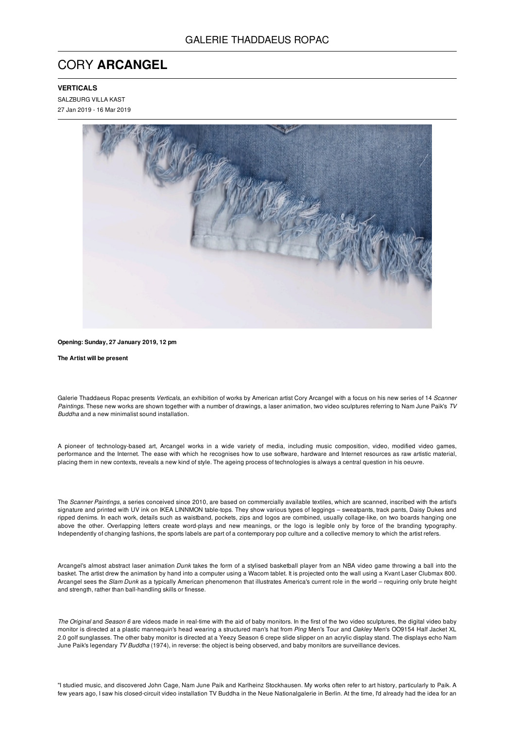GALERIE THADDAEUS ROPAC

# CORY **ARCANGEL**

**VERTICALS**

SALZBURG VILLA KAST

27 Jan 2019 - 16 Mar 2019

**Opening: Sunday, 27 January 2019, 12 pm**

**The Artist will be present**

Galerie Thaddaeus Ropac presents *Verticals*, an exhibition of works by American artist Cory Arcangel with a focus on his new series of 14 *Scanner Paintings*. These new works are shown together with a number of drawings, a laser animation, two video sculptures referring to Nam June Paik's *TV Buddha* and a new minimalist sound installation.

A pioneer of technology-based art, Arcangel works in a wide variety of media, including music composition, video, modified video games, performance and the Internet. The ease with which he recognises how to use software, hardware and Internet resources as raw artistic material, placing them in new contexts, reveals a new kind of style. The ageing process of technologies is always a central question in his oeuvre.

The *Scanner Paintings*, a series conceived since 2010, are based on commercially available textiles, which are scanned, inscribed with the artist's signature and printed with UV ink on IKEA LINNMON table-tops. They show various types of leggings – sweatpants, track pants, Daisy Dukes and ripped denims. In each work, details such as waistband, pockets, zips and logos are combined, usually collage-like, on two boards hanging one above the other. Overlapping letters create word-plays and new meanings, or the logo is legible only by force of the branding typography. Independently of changing fashions, the sports labels are part of a contemporary pop culture and a collective memory to which the artist refers.

Arcangel's almost abstract laser animation *Dunk* takes the form of a stylised basketball player from an NBA video game throwing a ball into the basket. The artist drew the animation by hand into a computer using a Wacom tablet. It is projected onto the wall using a Kvant Laser Clubmax 800. Arcangel sees the *Slam Dunk* as a typically American phenomenon that illustrates America's current role in the world – requiring only brute height and strength, rather than ball-handling skills or finesse.

*The Original* and *Season 6* are videos made in real-time with the aid of baby monitors. In the first of the two video sculptures, the digital video baby monitor is directed at a plastic mannequin's head wearing a structured man's hat from *Ping* Men's Tour and *Oakley* Men's OO9154 Half Jacket XL 2.0 golf sunglasses. The other baby monitor is directed at a Yeezy Season 6 crepe slide slipper on an acrylic display stand. The displays echo Nam June Paik's legendary *TV Buddha* (1974), in reverse: the object is being observed, and baby monitors are surveillance devices.

"I studied music, and discovered John Cage, Nam June Paik and Karlheinz Stockhausen. My works often refer to art history, particularly to Paik. A few years ago, I saw his closed-circuit video installation TV Buddha in the Neue Nationalgalerie in Berlin. At the time, I'd already had the idea for an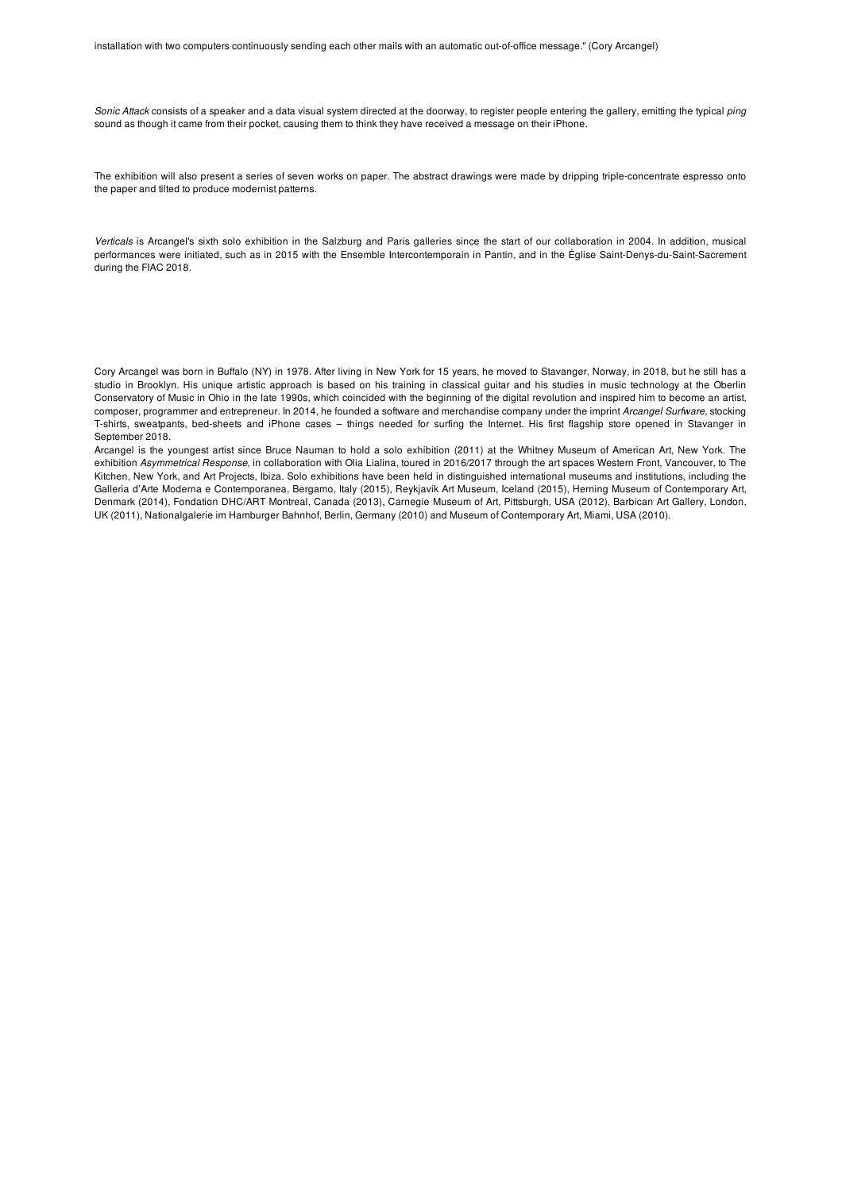installation with two computers continuously sending each other mails with an automatic out-of-office message." (Cory Arcangel)

*Sonic Attack* consists of a speaker and a data visual system directed at the doorway, to register people entering the gallery, emitting the typical *ping* sound as though it came from their pocket, causing them to think they have received a message on their iPhone.

The exhibition will also present a series of seven works on paper. The abstract drawings were made by dripping triple-concentrate espresso onto the paper and tilted to produce modernist patterns.

*Verticals* is Arcangel's sixth solo exhibition in the Salzburg and Paris galleries since the start of our collaboration in 2004. In addition, musical performances were initiated, such as in 2015 with the Ensemble Intercontemporain in Pantin, and in the Église Saint-Denys-du-Saint-Sacrement during the FIAC 2018.

Cory Arcangel was born in Buffalo (NY) in 1978. After living in New York for 15 years, he moved to Stavanger, Norway, in 2018, but he still has a studio in Brooklyn. His unique artistic approach is based on his training in classical guitar and his studies in music technology at the Oberlin Conservatory of Music in Ohio in the late 1990s, which coincided with the beginning of the digital revolution and inspired him to become an artist, composer, programmer and entrepreneur. In 2014, he founded a software and merchandise company under the imprint *Arcangel Surfware*, stocking T-shirts, sweatpants, bed-sheets and iPhone cases – things needed for surfing the Internet. His first flagship store opened in Stavanger in September 2018.

Arcangel is the youngest artist since Bruce Nauman to hold a solo exhibition (2011) at the Whitney Museum of American Art, New York. The exhibition *Asymmetrical Response*, in collaboration with Olia Lialina, toured in 2016/2017 through the art spaces Western Front, Vancouver, to The Kitchen, New York, and Art Projects, Ibiza. Solo exhibitions have been held in distinguished international museums and institutions, including the Galleria d'Arte Moderna e Contemporanea, Bergamo, Italy (2015), Reykjavik Art Museum, Iceland (2015), Herning Museum of Contemporary Art, Denmark (2014), Fondation DHC/ART Montreal, Canada (2013), Carnegie Museum of Art, Pittsburgh, USA (2012), Barbican Art Gallery, London, UK (2011), Nationalgalerie im Hamburger Bahnhof, Berlin, Germany (2010) and Museum of Contemporary Art, Miami, USA (2010).